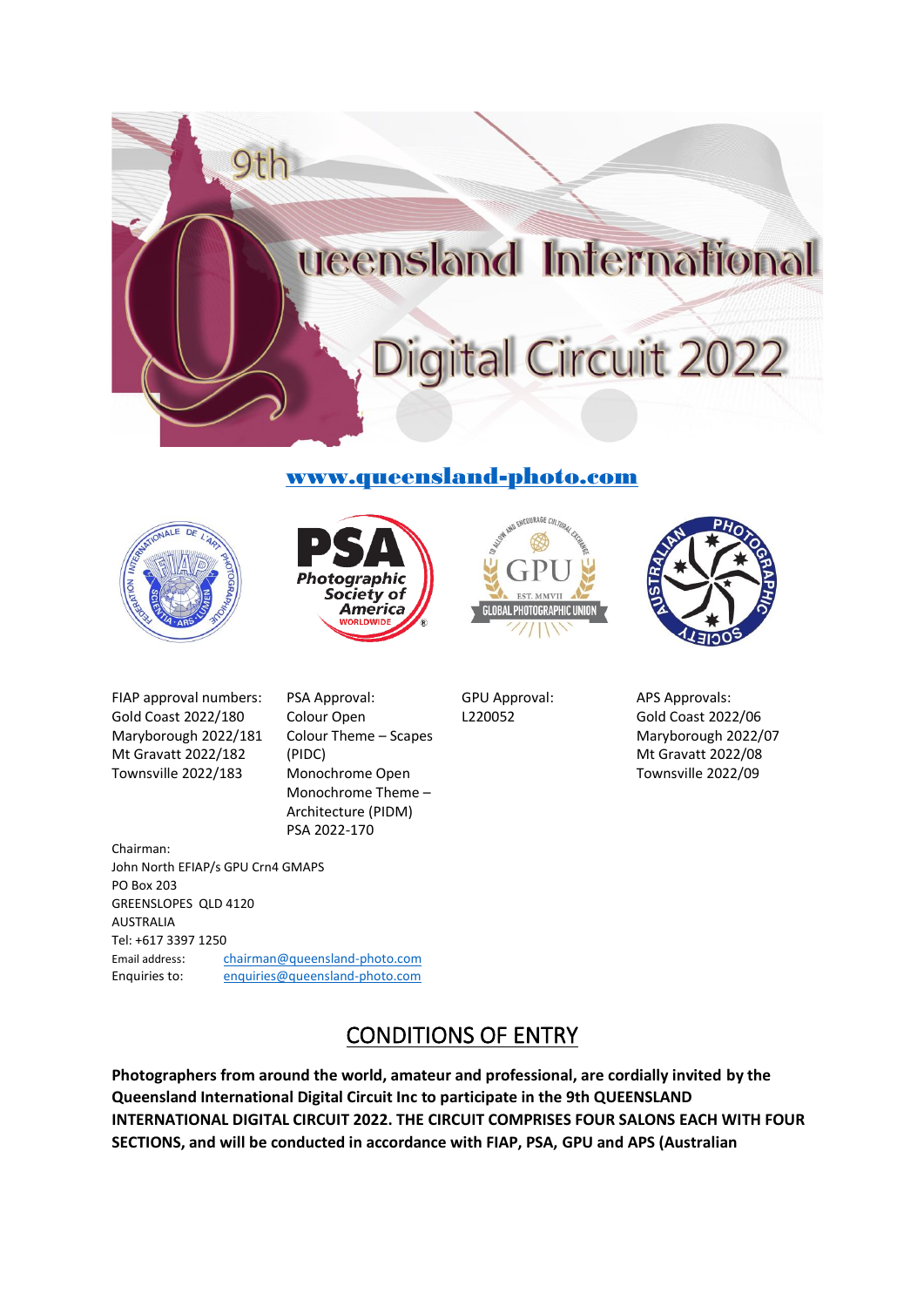# 9th Queensland International Digital Circuit 2022

www.queensland-photo.com

FIAP approval numbers:
Gold Coast 2022/180
Maryborough 2022/181
Mt Gravatt 2022/182
Townsville 2022/183

PSA Approval:
Colour Open
Colour Theme – Scapes (PIDC)
Monochrome Open
Monochrome Theme – Architecture (PIDM)
PSA 2022-170

GPU Approval:
L220052

APS Approvals:
Gold Coast 2022/06
Maryborough 2022/07
Mt Gravatt 2022/08
Townsville 2022/09

Chairman:
John North EFIAP/s GPU Crn4 GMAPS
PO Box 203
GREENSLOPES QLD 4120
AUSTRALIA
Tel: +617 3397 1250
Email address: chairman@queensland-photo.com
Enquiries to: enquiries@queensland-photo.com

## CONDITIONS OF ENTRY

**Photographers from around the world, amateur and professional, are cordially invited by the Queensland International Digital Circuit Inc to participate in the 9th QUEENSLAND INTERNATIONAL DIGITAL CIRCUIT 2022. THE CIRCUIT COMPRISES FOUR SALONS EACH WITH FOUR SECTIONS, and will be conducted in accordance with FIAP, PSA, GPU and APS (Australian**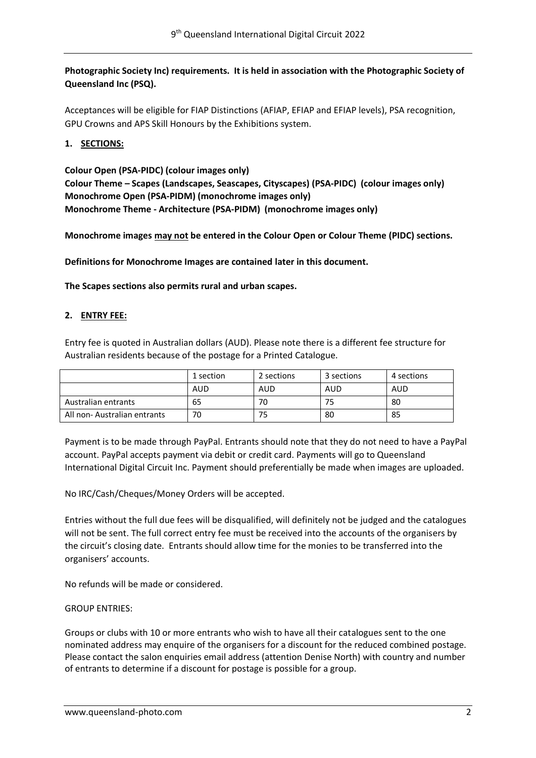**Photographic Society Inc) requirements. It is held in association with the Photographic Society of Queensland Inc (PSQ).**

Acceptances will be eligible for FIAP Distinctions (AFIAP, EFIAP and EFIAP levels), PSA recognition, GPU Crowns and APS Skill Honours by the Exhibitions system.

## 1. SECTIONS:

**Colour Open (PSA-PIDC) (colour images only)**
**Colour Theme – Scapes (Landscapes, Seascapes, Cityscapes) (PSA-PIDC) (colour images only)**
**Monochrome Open (PSA-PIDM) (monochrome images only)**
**Monochrome Theme - Architecture (PSA-PIDM) (monochrome images only)**

**Monochrome images may not be entered in the Colour Open or Colour Theme (PIDC) sections.**

**Definitions for Monochrome Images are contained later in this document.**

**The Scapes sections also permits rural and urban scapes.**

## 2. ENTRY FEE:

Entry fee is quoted in Australian dollars (AUD). Please note there is a different fee structure for Australian residents because of the postage for a Printed Catalogue.

| | 1 section | 2 sections | 3 sections | 4 sections |
|---|---|---|---|---|
| | AUD | AUD | AUD | AUD |
| Australian entrants | 65 | 70 | 75 | 80 |
| All non- Australian entrants | 70 | 75 | 80 | 85 |

Payment is to be made through PayPal. Entrants should note that they do not need to have a PayPal account. PayPal accepts payment via debit or credit card. Payments will go to Queensland International Digital Circuit Inc. Payment should preferentially be made when images are uploaded.

No IRC/Cash/Cheques/Money Orders will be accepted.

Entries without the full due fees will be disqualified, will definitely not be judged and the catalogues will not be sent. The full correct entry fee must be received into the accounts of the organisers by the circuit's closing date. Entrants should allow time for the monies to be transferred into the organisers' accounts.

No refunds will be made or considered.

GROUP ENTRIES:

Groups or clubs with 10 or more entrants who wish to have all their catalogues sent to the one nominated address may enquire of the organisers for a discount for the reduced combined postage. Please contact the salon enquiries email address (attention Denise North) with country and number of entrants to determine if a discount for postage is possible for a group.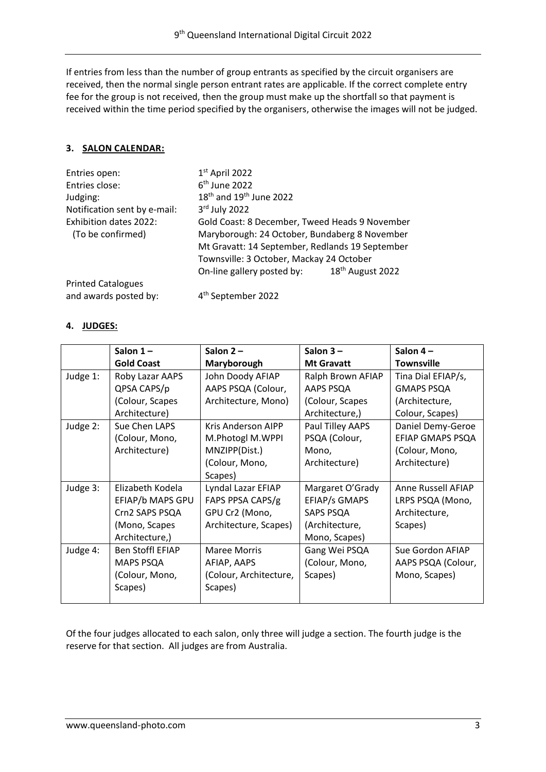If entries from less than the number of group entrants as specified by the circuit organisers are received, then the normal single person entrant rates are applicable. If the correct complete entry fee for the group is not received, then the group must make up the shortfall so that payment is received within the time period specified by the organisers, otherwise the images will not be judged.

### 3. SALON CALENDAR:

| | |
|---|---|
| Entries open: | 1st April 2022 |
| Entries close: | 6th June 2022 |
| Judging: | 18th and 19th June 2022 |
| Notification sent by e-mail: | 3rd July 2022 |
| Exhibition dates 2022: (To be confirmed) | Gold Coast: 8 December, Tweed Heads 9 November<br>Maryborough: 24 October, Bundaberg 8 November<br>Mt Gravatt: 14 September, Redlands 19 September<br>Townsville: 3 October, Mackay 24 October<br>On-line gallery posted by: 18th August 2022 |
| Printed Catalogues and awards posted by: | 4th September 2022 |

### 4. JUDGES:

| | Salon 1 – Gold Coast | Salon 2 – Maryborough | Salon 3 – Mt Gravatt | Salon 4 – Townsville |
|---|---|---|---|---|
| Judge 1: | Roby Lazar AAPS QPSA CAPS/p (Colour, Scapes Architecture) | John Doody AFIAP AAPS PSQA (Colour, Architecture, Mono) | Ralph Brown AFIAP AAPS PSQA (Colour, Scapes Architecture,) | Tina Dial EFIAP/s, GMAPS PSQA (Architecture, Colour, Scapes) |
| Judge 2: | Sue Chen LAPS (Colour, Mono, Architecture) | Kris Anderson AIPP M.Photogl M.WPPI MNZIPP(Dist.) (Colour, Mono, Scapes) | Paul Tilley AAPS PSQA (Colour, Mono, Architecture) | Daniel Demy-Geroe EFIAP GMAPS PSQA (Colour, Mono, Architecture) |
| Judge 3: | Elizabeth Kodela EFIAP/b MAPS GPU Crn2 SAPS PSQA (Mono, Scapes Architecture,) | Lyndal Lazar EFIAP FAPS PPSA CAPS/g GPU Cr2 (Mono, Architecture, Scapes) | Margaret O'Grady EFIAP/s GMAPS SAPS PSQA (Architecture, Mono, Scapes) | Anne Russell AFIAP LRPS PSQA (Mono, Architecture, Scapes) |
| Judge 4: | Ben Stoffl EFIAP MAPS PSQA (Colour, Mono, Scapes) | Maree Morris AFIAP, AAPS (Colour, Architecture, Scapes) | Gang Wei PSQA (Colour, Mono, Scapes) | Sue Gordon AFIAP AAPS PSQA (Colour, Mono, Scapes) |

Of the four judges allocated to each salon, only three will judge a section. The fourth judge is the reserve for that section. All judges are from Australia.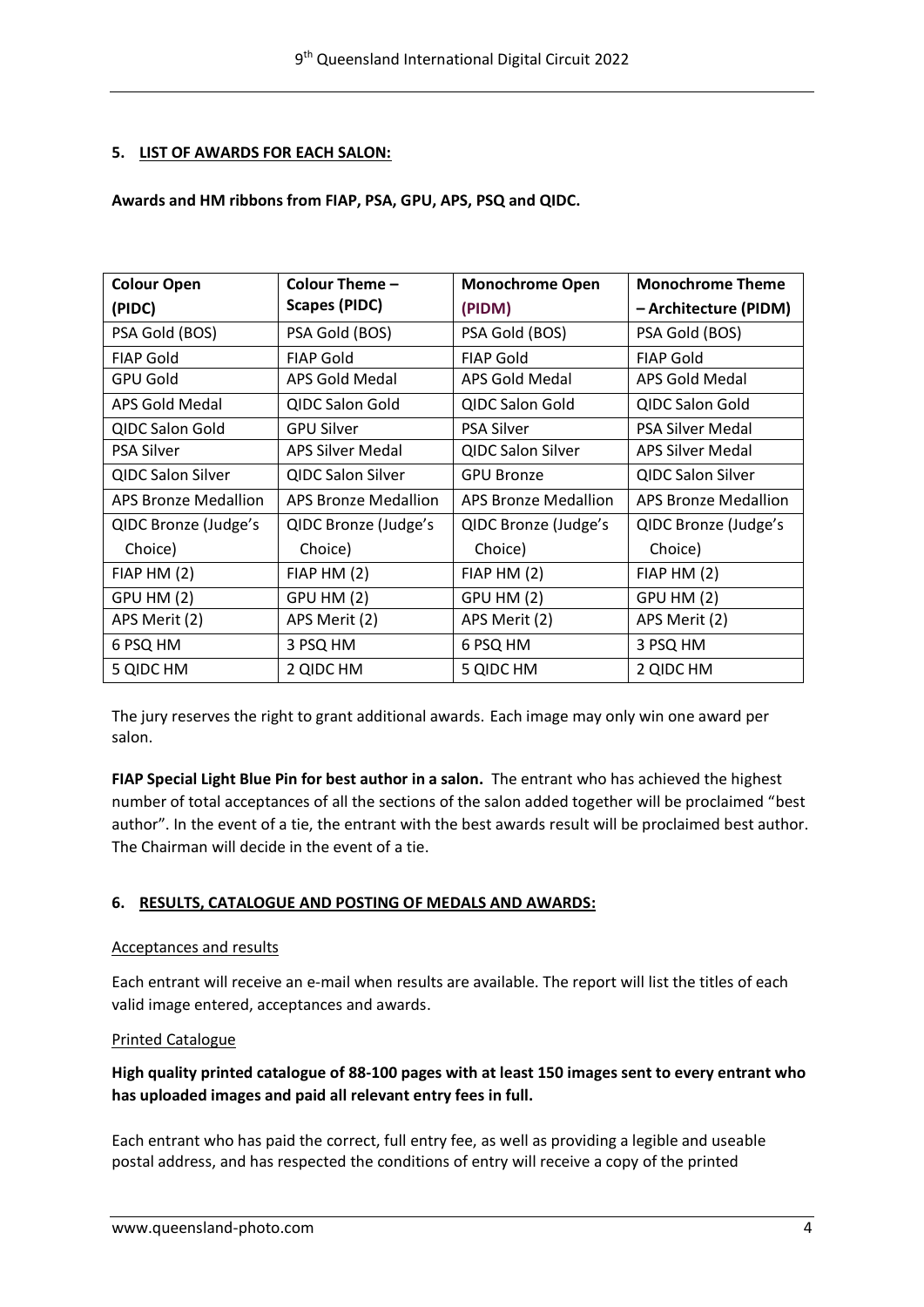### 5. LIST OF AWARDS FOR EACH SALON:

**Awards and HM ribbons from FIAP, PSA, GPU, APS, PSQ and QIDC.**

| Colour Open (PIDC) | Colour Theme – Scapes (PIDC) | Monochrome Open (PIDM) | Monochrome Theme – Architecture (PIDM) |
|---|---|---|---|
| PSA Gold (BOS) | PSA Gold (BOS) | PSA Gold (BOS) | PSA Gold (BOS) |
| FIAP Gold | FIAP Gold | FIAP Gold | FIAP Gold |
| GPU Gold | APS Gold Medal | APS Gold Medal | APS Gold Medal |
| APS Gold Medal | QIDC Salon Gold | QIDC Salon Gold | QIDC Salon Gold |
| QIDC Salon Gold | GPU Silver | PSA Silver | PSA Silver Medal |
| PSA Silver | APS Silver Medal | QIDC Salon Silver | APS Silver Medal |
| QIDC Salon Silver | QIDC Salon Silver | GPU Bronze | QIDC Salon Silver |
| APS Bronze Medallion | APS Bronze Medallion | APS Bronze Medallion | APS Bronze Medallion |
| QIDC Bronze (Judge's Choice) | QIDC Bronze (Judge's Choice) | QIDC Bronze (Judge's Choice) | QIDC Bronze (Judge's Choice) |
| FIAP HM (2) | FIAP HM (2) | FIAP HM (2) | FIAP HM (2) |
| GPU HM (2) | GPU HM (2) | GPU HM (2) | GPU HM (2) |
| APS Merit (2) | APS Merit (2) | APS Merit (2) | APS Merit (2) |
| 6 PSQ HM | 3 PSQ HM | 6 PSQ HM | 3 PSQ HM |
| 5 QIDC HM | 2 QIDC HM | 5 QIDC HM | 2 QIDC HM |

The jury reserves the right to grant additional awards. Each image may only win one award per salon.

**FIAP Special Light Blue Pin for best author in a salon.** The entrant who has achieved the highest number of total acceptances of all the sections of the salon added together will be proclaimed "best author". In the event of a tie, the entrant with the best awards result will be proclaimed best author. The Chairman will decide in the event of a tie.

### 6. RESULTS, CATALOGUE AND POSTING OF MEDALS AND AWARDS:

Acceptances and results

Each entrant will receive an e-mail when results are available. The report will list the titles of each valid image entered, acceptances and awards.

Printed Catalogue

**High quality printed catalogue of 88-100 pages with at least 150 images sent to every entrant who has uploaded images and paid all relevant entry fees in full.**

Each entrant who has paid the correct, full entry fee, as well as providing a legible and useable postal address, and has respected the conditions of entry will receive a copy of the printed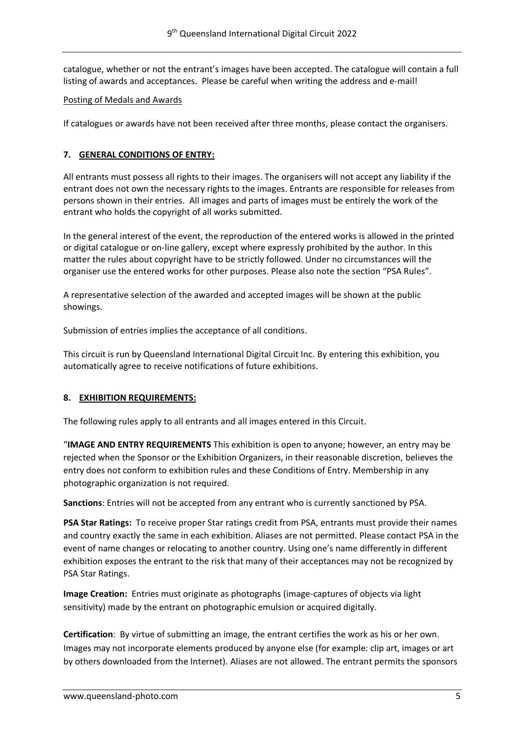catalogue, whether or not the entrant's images have been accepted. The catalogue will contain a full listing of awards and acceptances. Please be careful when writing the address and e-mail!

Posting of Medals and Awards

If catalogues or awards have not been received after three months, please contact the organisers.

## 7. GENERAL CONDITIONS OF ENTRY:

All entrants must possess all rights to their images. The organisers will not accept any liability if the entrant does not own the necessary rights to the images. Entrants are responsible for releases from persons shown in their entries. All images and parts of images must be entirely the work of the entrant who holds the copyright of all works submitted.

In the general interest of the event, the reproduction of the entered works is allowed in the printed or digital catalogue or on-line gallery, except where expressly prohibited by the author. In this matter the rules about copyright have to be strictly followed. Under no circumstances will the organiser use the entered works for other purposes. Please also note the section "PSA Rules".

A representative selection of the awarded and accepted images will be shown at the public showings.

Submission of entries implies the acceptance of all conditions.

This circuit is run by Queensland International Digital Circuit Inc. By entering this exhibition, you automatically agree to receive notifications of future exhibitions.

## 8. EXHIBITION REQUIREMENTS:

The following rules apply to all entrants and all images entered in this Circuit.

"**IMAGE AND ENTRY REQUIREMENTS** This exhibition is open to anyone; however, an entry may be rejected when the Sponsor or the Exhibition Organizers, in their reasonable discretion, believes the entry does not conform to exhibition rules and these Conditions of Entry. Membership in any photographic organization is not required.

**Sanctions**: Entries will not be accepted from any entrant who is currently sanctioned by PSA.

**PSA Star Ratings:** To receive proper Star ratings credit from PSA, entrants must provide their names and country exactly the same in each exhibition. Aliases are not permitted. Please contact PSA in the event of name changes or relocating to another country. Using one's name differently in different exhibition exposes the entrant to the risk that many of their acceptances may not be recognized by PSA Star Ratings.

**Image Creation:** Entries must originate as photographs (image-captures of objects via light sensitivity) made by the entrant on photographic emulsion or acquired digitally.

**Certification**: By virtue of submitting an image, the entrant certifies the work as his or her own. Images may not incorporate elements produced by anyone else (for example: clip art, images or art by others downloaded from the Internet). Aliases are not allowed. The entrant permits the sponsors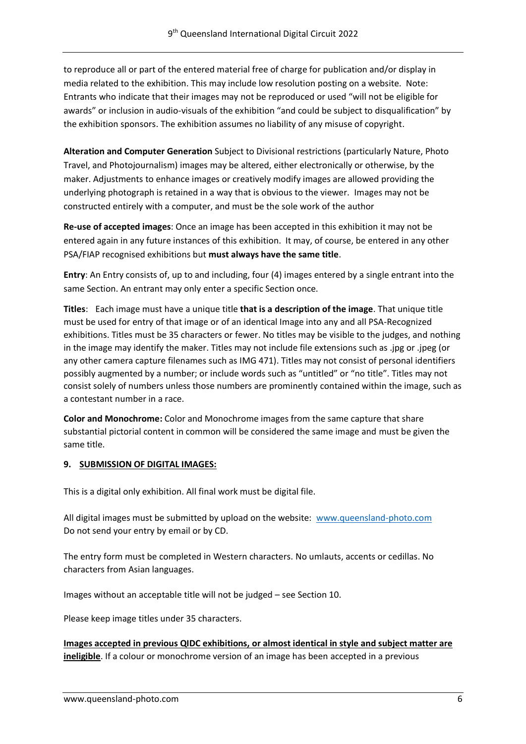to reproduce all or part of the entered material free of charge for publication and/or display in media related to the exhibition. This may include low resolution posting on a website. Note: Entrants who indicate that their images may not be reproduced or used "will not be eligible for awards" or inclusion in audio-visuals of the exhibition "and could be subject to disqualification" by the exhibition sponsors. The exhibition assumes no liability of any misuse of copyright.

**Alteration and Computer Generation** Subject to Divisional restrictions (particularly Nature, Photo Travel, and Photojournalism) images may be altered, either electronically or otherwise, by the maker. Adjustments to enhance images or creatively modify images are allowed providing the underlying photograph is retained in a way that is obvious to the viewer. Images may not be constructed entirely with a computer, and must be the sole work of the author

**Re-use of accepted images**: Once an image has been accepted in this exhibition it may not be entered again in any future instances of this exhibition. It may, of course, be entered in any other PSA/FIAP recognised exhibitions but **must always have the same title**.

**Entry**: An Entry consists of, up to and including, four (4) images entered by a single entrant into the same Section. An entrant may only enter a specific Section once.

**Titles**: Each image must have a unique title **that is a description of the image**. That unique title must be used for entry of that image or of an identical Image into any and all PSA-Recognized exhibitions. Titles must be 35 characters or fewer. No titles may be visible to the judges, and nothing in the image may identify the maker. Titles may not include file extensions such as .jpg or .jpeg (or any other camera capture filenames such as IMG 471). Titles may not consist of personal identifiers possibly augmented by a number; or include words such as "untitled" or "no title". Titles may not consist solely of numbers unless those numbers are prominently contained within the image, such as a contestant number in a race.

**Color and Monochrome:** Color and Monochrome images from the same capture that share substantial pictorial content in common will be considered the same image and must be given the same title.

## 9. SUBMISSION OF DIGITAL IMAGES:

This is a digital only exhibition. All final work must be digital file.

All digital images must be submitted by upload on the website: www.queensland-photo.com
Do not send your entry by email or by CD.

The entry form must be completed in Western characters. No umlauts, accents or cedillas. No characters from Asian languages.

Images without an acceptable title will not be judged – see Section 10.

Please keep image titles under 35 characters.

**Images accepted in previous QIDC exhibitions, or almost identical in style and subject matter are ineligible**. If a colour or monochrome version of an image has been accepted in a previous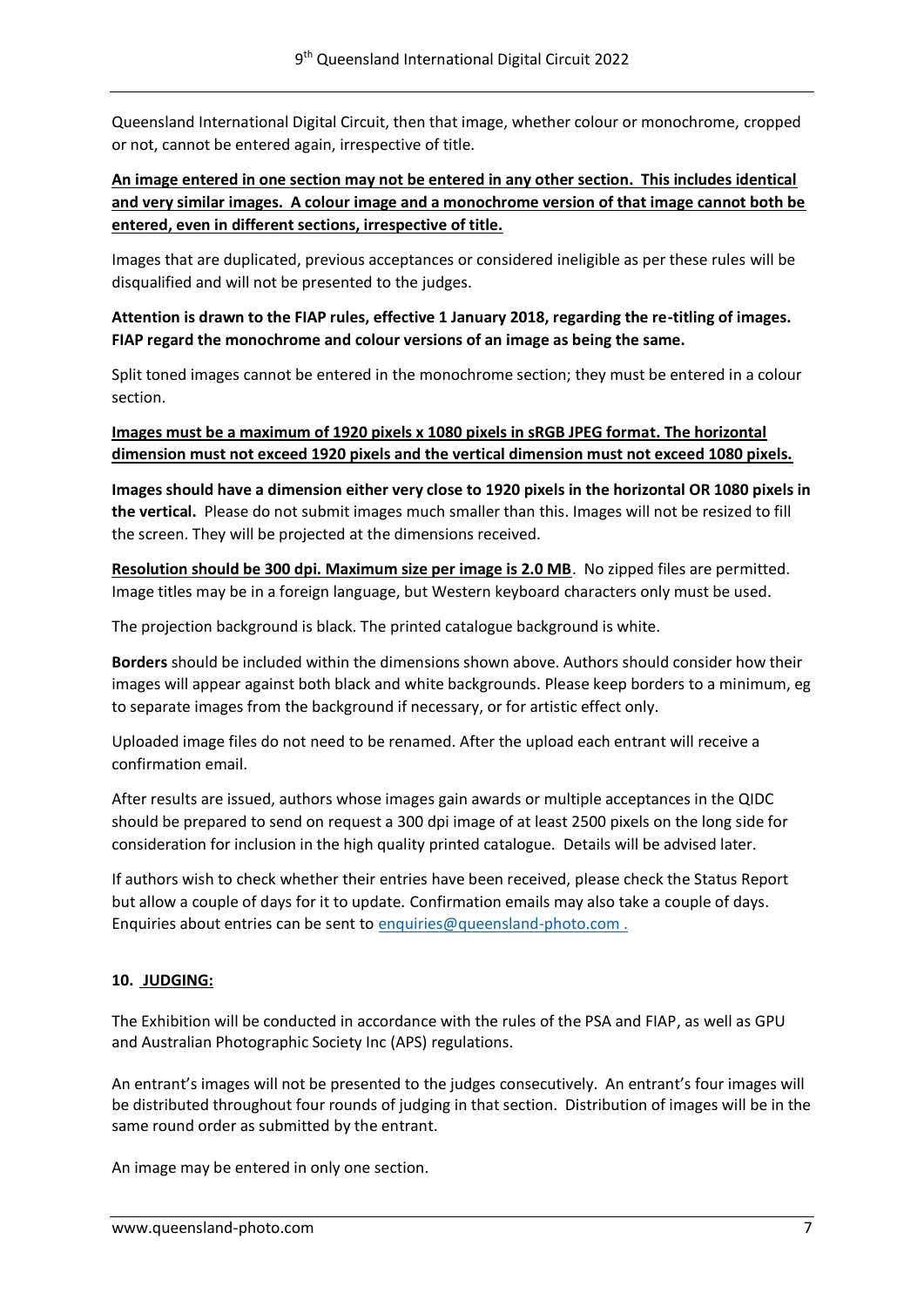Queensland International Digital Circuit, then that image, whether colour or monochrome, cropped or not, cannot be entered again, irrespective of title.

**An image entered in one section may not be entered in any other section. This includes identical and very similar images. A colour image and a monochrome version of that image cannot both be entered, even in different sections, irrespective of title.**

Images that are duplicated, previous acceptances or considered ineligible as per these rules will be disqualified and will not be presented to the judges.

**Attention is drawn to the FIAP rules, effective 1 January 2018, regarding the re-titling of images. FIAP regard the monochrome and colour versions of an image as being the same.**

Split toned images cannot be entered in the monochrome section; they must be entered in a colour section.

**Images must be a maximum of 1920 pixels x 1080 pixels in sRGB JPEG format. The horizontal dimension must not exceed 1920 pixels and the vertical dimension must not exceed 1080 pixels.**

**Images should have a dimension either very close to 1920 pixels in the horizontal OR 1080 pixels in the vertical.** Please do not submit images much smaller than this. Images will not be resized to fill the screen. They will be projected at the dimensions received.

**Resolution should be 300 dpi. Maximum size per image is 2.0 MB**. No zipped files are permitted. Image titles may be in a foreign language, but Western keyboard characters only must be used.

The projection background is black. The printed catalogue background is white.

**Borders** should be included within the dimensions shown above. Authors should consider how their images will appear against both black and white backgrounds. Please keep borders to a minimum, eg to separate images from the background if necessary, or for artistic effect only.

Uploaded image files do not need to be renamed. After the upload each entrant will receive a confirmation email.

After results are issued, authors whose images gain awards or multiple acceptances in the QIDC should be prepared to send on request a 300 dpi image of at least 2500 pixels on the long side for consideration for inclusion in the high quality printed catalogue. Details will be advised later.

If authors wish to check whether their entries have been received, please check the Status Report but allow a couple of days for it to update. Confirmation emails may also take a couple of days. Enquiries about entries can be sent to enquiries@queensland-photo.com .

## 10. JUDGING:

The Exhibition will be conducted in accordance with the rules of the PSA and FIAP, as well as GPU and Australian Photographic Society Inc (APS) regulations.

An entrant's images will not be presented to the judges consecutively. An entrant's four images will be distributed throughout four rounds of judging in that section. Distribution of images will be in the same round order as submitted by the entrant.

An image may be entered in only one section.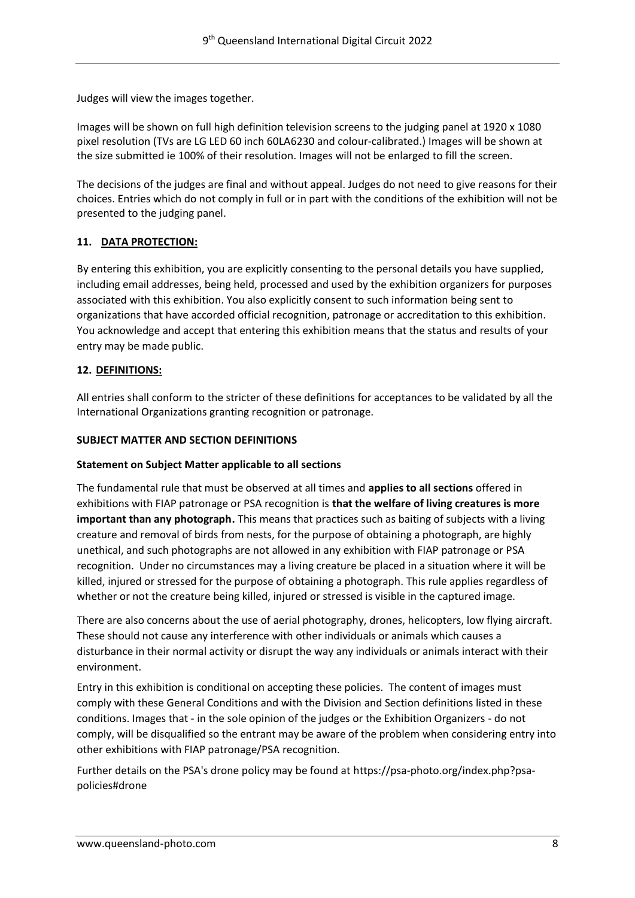Judges will view the images together.

Images will be shown on full high definition television screens to the judging panel at 1920 x 1080 pixel resolution (TVs are LG LED 60 inch 60LA6230 and colour-calibrated.) Images will be shown at the size submitted ie 100% of their resolution. Images will not be enlarged to fill the screen.

The decisions of the judges are final and without appeal. Judges do not need to give reasons for their choices. Entries which do not comply in full or in part with the conditions of the exhibition will not be presented to the judging panel.

### 11. DATA PROTECTION:

By entering this exhibition, you are explicitly consenting to the personal details you have supplied, including email addresses, being held, processed and used by the exhibition organizers for purposes associated with this exhibition. You also explicitly consent to such information being sent to organizations that have accorded official recognition, patronage or accreditation to this exhibition. You acknowledge and accept that entering this exhibition means that the status and results of your entry may be made public.

### 12. DEFINITIONS:

All entries shall conform to the stricter of these definitions for acceptances to be validated by all the International Organizations granting recognition or patronage.

**SUBJECT MATTER AND SECTION DEFINITIONS**

**Statement on Subject Matter applicable to all sections**

The fundamental rule that must be observed at all times and **applies to all sections** offered in exhibitions with FIAP patronage or PSA recognition is **that the welfare of living creatures is more important than any photograph.** This means that practices such as baiting of subjects with a living creature and removal of birds from nests, for the purpose of obtaining a photograph, are highly unethical, and such photographs are not allowed in any exhibition with FIAP patronage or PSA recognition. Under no circumstances may a living creature be placed in a situation where it will be killed, injured or stressed for the purpose of obtaining a photograph. This rule applies regardless of whether or not the creature being killed, injured or stressed is visible in the captured image.

There are also concerns about the use of aerial photography, drones, helicopters, low flying aircraft. These should not cause any interference with other individuals or animals which causes a disturbance in their normal activity or disrupt the way any individuals or animals interact with their environment.

Entry in this exhibition is conditional on accepting these policies. The content of images must comply with these General Conditions and with the Division and Section definitions listed in these conditions. Images that - in the sole opinion of the judges or the Exhibition Organizers - do not comply, will be disqualified so the entrant may be aware of the problem when considering entry into other exhibitions with FIAP patronage/PSA recognition.

Further details on the PSA's drone policy may be found at https://psa-photo.org/index.php?psa-policies#drone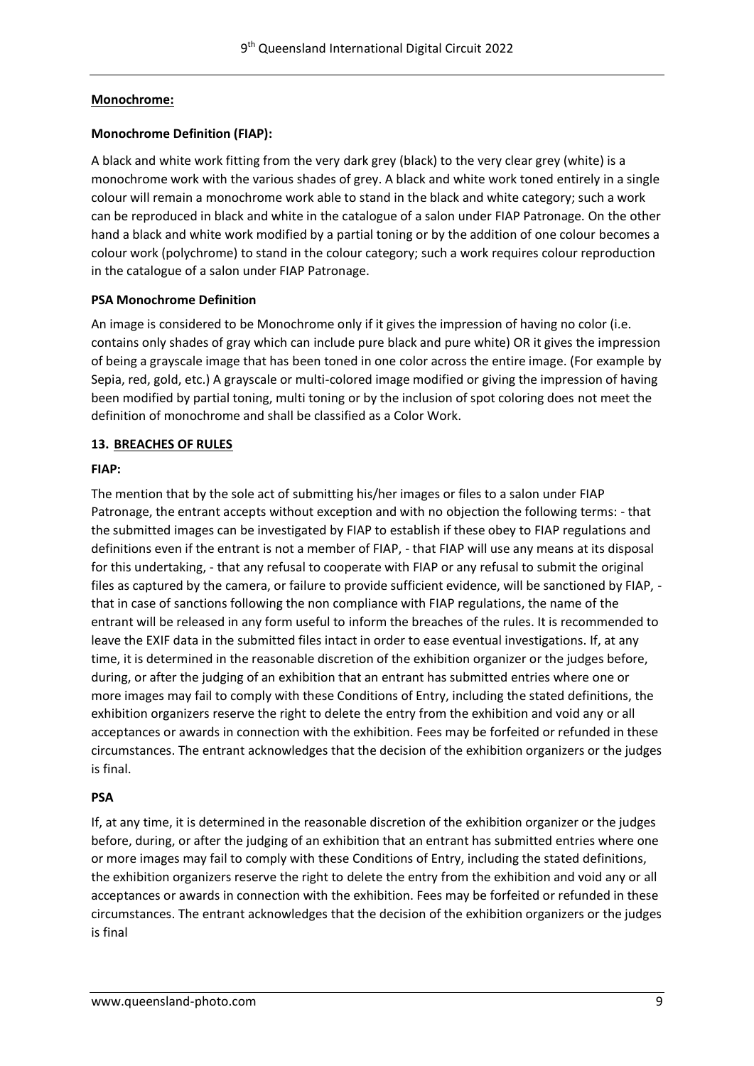**Monochrome:**

**Monochrome Definition (FIAP):**

A black and white work fitting from the very dark grey (black) to the very clear grey (white) is a monochrome work with the various shades of grey. A black and white work toned entirely in a single colour will remain a monochrome work able to stand in the black and white category; such a work can be reproduced in black and white in the catalogue of a salon under FIAP Patronage. On the other hand a black and white work modified by a partial toning or by the addition of one colour becomes a colour work (polychrome) to stand in the colour category; such a work requires colour reproduction in the catalogue of a salon under FIAP Patronage.

**PSA Monochrome Definition**

An image is considered to be Monochrome only if it gives the impression of having no color (i.e. contains only shades of gray which can include pure black and pure white) OR it gives the impression of being a grayscale image that has been toned in one color across the entire image. (For example by Sepia, red, gold, etc.) A grayscale or multi-colored image modified or giving the impression of having been modified by partial toning, multi toning or by the inclusion of spot coloring does not meet the definition of monochrome and shall be classified as a Color Work.

## 13. BREACHES OF RULES

**FIAP:**

The mention that by the sole act of submitting his/her images or files to a salon under FIAP Patronage, the entrant accepts without exception and with no objection the following terms: - that the submitted images can be investigated by FIAP to establish if these obey to FIAP regulations and definitions even if the entrant is not a member of FIAP, - that FIAP will use any means at its disposal for this undertaking, - that any refusal to cooperate with FIAP or any refusal to submit the original files as captured by the camera, or failure to provide sufficient evidence, will be sanctioned by FIAP, - that in case of sanctions following the non compliance with FIAP regulations, the name of the entrant will be released in any form useful to inform the breaches of the rules. It is recommended to leave the EXIF data in the submitted files intact in order to ease eventual investigations. If, at any time, it is determined in the reasonable discretion of the exhibition organizer or the judges before, during, or after the judging of an exhibition that an entrant has submitted entries where one or more images may fail to comply with these Conditions of Entry, including the stated definitions, the exhibition organizers reserve the right to delete the entry from the exhibition and void any or all acceptances or awards in connection with the exhibition. Fees may be forfeited or refunded in these circumstances. The entrant acknowledges that the decision of the exhibition organizers or the judges is final.

**PSA**

If, at any time, it is determined in the reasonable discretion of the exhibition organizer or the judges before, during, or after the judging of an exhibition that an entrant has submitted entries where one or more images may fail to comply with these Conditions of Entry, including the stated definitions, the exhibition organizers reserve the right to delete the entry from the exhibition and void any or all acceptances or awards in connection with the exhibition. Fees may be forfeited or refunded in these circumstances. The entrant acknowledges that the decision of the exhibition organizers or the judges is final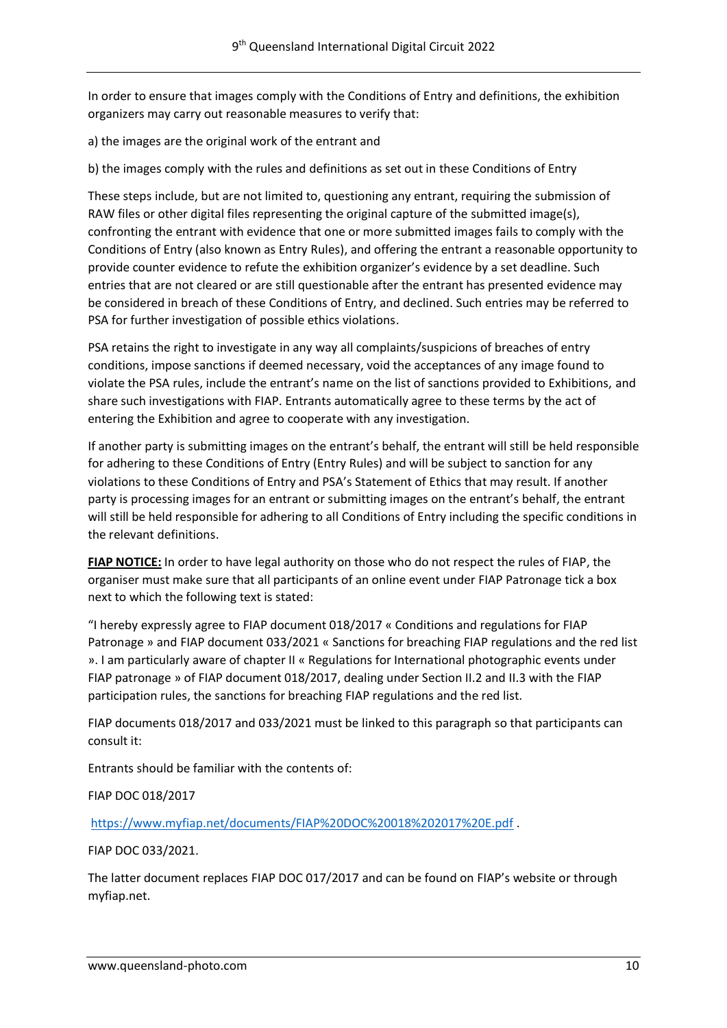In order to ensure that images comply with the Conditions of Entry and definitions, the exhibition organizers may carry out reasonable measures to verify that:

a) the images are the original work of the entrant and

b) the images comply with the rules and definitions as set out in these Conditions of Entry

These steps include, but are not limited to, questioning any entrant, requiring the submission of RAW files or other digital files representing the original capture of the submitted image(s), confronting the entrant with evidence that one or more submitted images fails to comply with the Conditions of Entry (also known as Entry Rules), and offering the entrant a reasonable opportunity to provide counter evidence to refute the exhibition organizer's evidence by a set deadline. Such entries that are not cleared or are still questionable after the entrant has presented evidence may be considered in breach of these Conditions of Entry, and declined. Such entries may be referred to PSA for further investigation of possible ethics violations.

PSA retains the right to investigate in any way all complaints/suspicions of breaches of entry conditions, impose sanctions if deemed necessary, void the acceptances of any image found to violate the PSA rules, include the entrant's name on the list of sanctions provided to Exhibitions, and share such investigations with FIAP. Entrants automatically agree to these terms by the act of entering the Exhibition and agree to cooperate with any investigation.

If another party is submitting images on the entrant's behalf, the entrant will still be held responsible for adhering to these Conditions of Entry (Entry Rules) and will be subject to sanction for any violations to these Conditions of Entry and PSA's Statement of Ethics that may result. If another party is processing images for an entrant or submitting images on the entrant's behalf, the entrant will still be held responsible for adhering to all Conditions of Entry including the specific conditions in the relevant definitions.

**FIAP NOTICE:** In order to have legal authority on those who do not respect the rules of FIAP, the organiser must make sure that all participants of an online event under FIAP Patronage tick a box next to which the following text is stated:

"I hereby expressly agree to FIAP document 018/2017 « Conditions and regulations for FIAP Patronage » and FIAP document 033/2021 « Sanctions for breaching FIAP regulations and the red list ». I am particularly aware of chapter II « Regulations for International photographic events under FIAP patronage » of FIAP document 018/2017, dealing under Section II.2 and II.3 with the FIAP participation rules, the sanctions for breaching FIAP regulations and the red list.

FIAP documents 018/2017 and 033/2021 must be linked to this paragraph so that participants can consult it:

Entrants should be familiar with the contents of:

FIAP DOC 018/2017

https://www.myfiap.net/documents/FIAP%20DOC%20018%202017%20E.pdf .

FIAP DOC 033/2021.

The latter document replaces FIAP DOC 017/2017 and can be found on FIAP's website or through myfiap.net.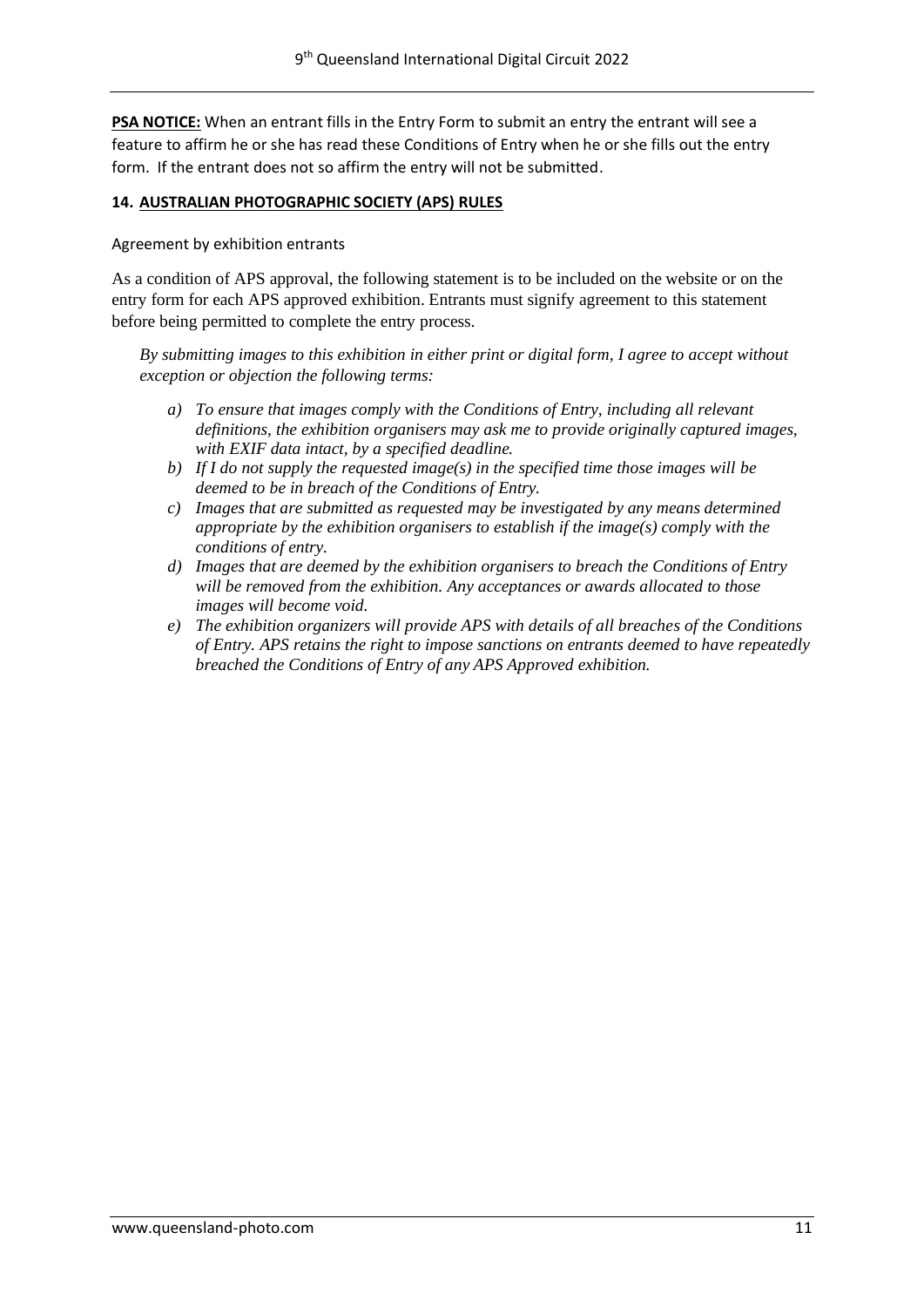**PSA NOTICE:** When an entrant fills in the Entry Form to submit an entry the entrant will see a feature to affirm he or she has read these Conditions of Entry when he or she fills out the entry form. If the entrant does not so affirm the entry will not be submitted.

## 14. AUSTRALIAN PHOTOGRAPHIC SOCIETY (APS) RULES

Agreement by exhibition entrants

As a condition of APS approval, the following statement is to be included on the website or on the entry form for each APS approved exhibition. Entrants must signify agreement to this statement before being permitted to complete the entry process.

*By submitting images to this exhibition in either print or digital form, I agree to accept without exception or objection the following terms:*

- *a) To ensure that images comply with the Conditions of Entry, including all relevant definitions, the exhibition organisers may ask me to provide originally captured images, with EXIF data intact, by a specified deadline.*
- *b) If I do not supply the requested image(s) in the specified time those images will be deemed to be in breach of the Conditions of Entry.*
- *c) Images that are submitted as requested may be investigated by any means determined appropriate by the exhibition organisers to establish if the image(s) comply with the conditions of entry.*
- *d) Images that are deemed by the exhibition organisers to breach the Conditions of Entry will be removed from the exhibition. Any acceptances or awards allocated to those images will become void.*
- *e) The exhibition organizers will provide APS with details of all breaches of the Conditions of Entry. APS retains the right to impose sanctions on entrants deemed to have repeatedly breached the Conditions of Entry of any APS Approved exhibition.*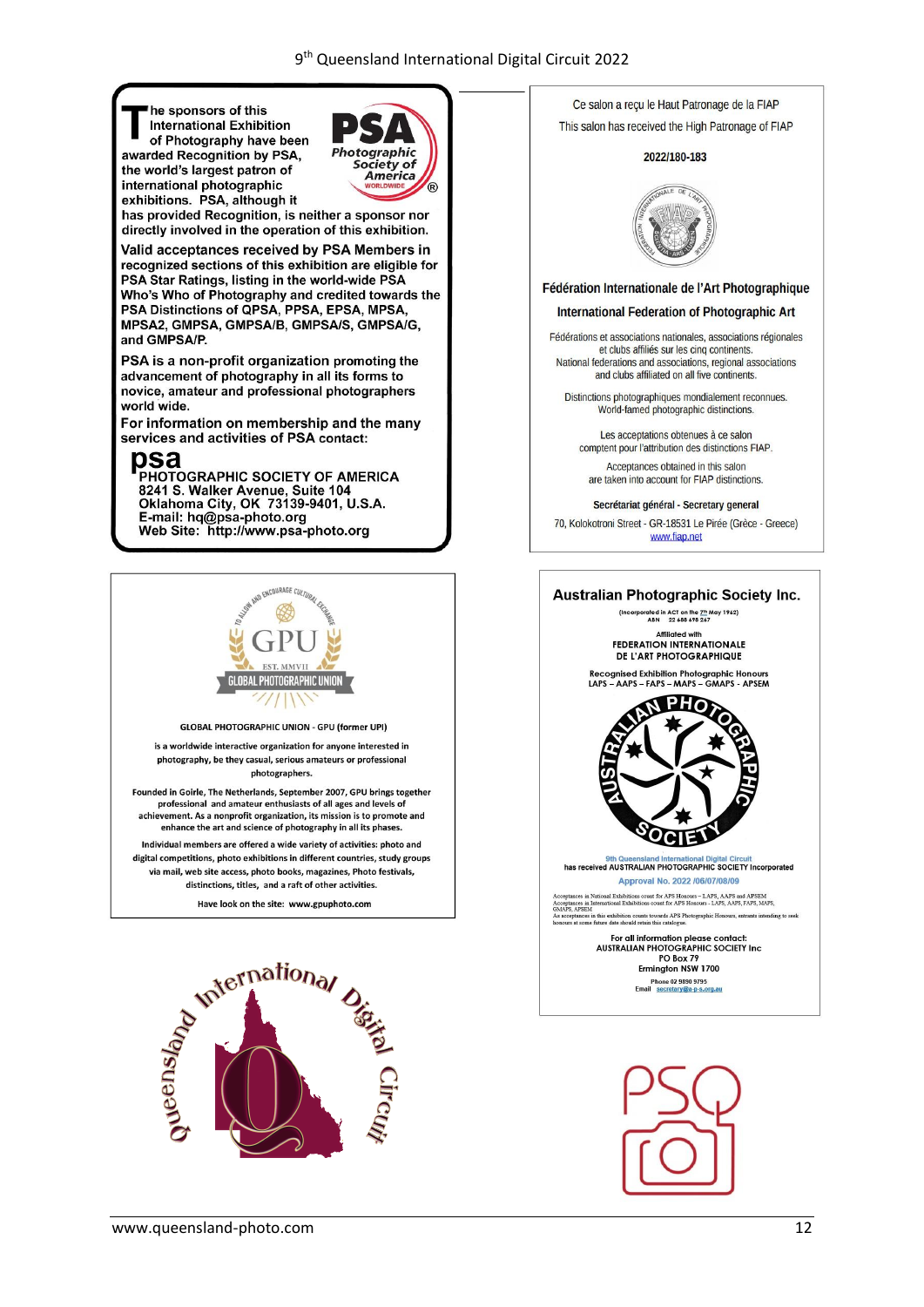The sponsors of this International Exhibition of Photography have been awarded Recognition by PSA, the world's largest patron of international photographic exhibitions. PSA, although it has provided Recognition, is neither a sponsor nor directly involved in the operation of this exhibition.

PSA Photographic Society of America WORLDWIDE®

Valid acceptances received by PSA Members in recognized sections of this exhibition are eligible for PSA Star Ratings, listing in the world-wide PSA Who's Who of Photography and credited towards the PSA Distinctions of QPSA, PPSA, EPSA, MPSA, MPSA2, GMPSA, GMPSA/B, GMPSA/S, GMPSA/G, and GMPSA/P.

PSA is a non-profit organization promoting the advancement of photography in all its forms to novice, amateur and professional photographers world wide.

For information on membership and the many services and activities of PSA contact:

psa
PHOTOGRAPHIC SOCIETY OF AMERICA
8241 S. Walker Avenue, Suite 104
Oklahoma City, OK 73139-9401, U.S.A.
E-mail: hq@psa-photo.org
Web Site: http://www.psa-photo.org

Ce salon a reçu le Haut Patronage de la FIAP

This salon has received the High Patronage of FIAP

**2022/180-183**

**Fédération Internationale de l'Art Photographique**

**International Federation of Photographic Art**

Fédérations et associations nationales, associations régionales et clubs affiliés sur les cinq continents.
National federations and associations, regional associations and clubs affiliated on all five continents.

Distinctions photographiques mondialement reconnues.
World-famed photographic distinctions.

Les acceptations obtenues à ce salon comptent pour l'attribution des distinctions FIAP.

Acceptances obtained in this salon are taken into account for FIAP distinctions.

**Secrétariat général - Secretary general**

70, Kolokotroni Street - GR-18531 Le Pirée (Grèce - Greece)
www.fiap.net

GPU
EST. MMVII
GLOBAL PHOTOGRAPHIC UNION

**GLOBAL PHOTOGRAPHIC UNION - GPU (former UPI)**

is a worldwide interactive organization for anyone interested in photography, be they casual, serious amateurs or professional photographers.

Founded in Goirle, The Netherlands, September 2007, GPU brings together professional and amateur enthusiasts of all ages and levels of achievement. As a nonprofit organization, its mission is to promote and enhance the art and science of photography in all its phases.

Individual members are offered a wide variety of activities: photo and digital competitions, photo exhibitions in different countries, study groups via mail, web site access, photo books, magazines, Photo festivals, distinctions, titles, and a raft of other activities.

Have look on the site: www.gpuphoto.com

**Australian Photographic Society Inc.**

(Incorporated in ACT on the 7th May 1962)
ABN 22 688 698 267

Affiliated with
FEDERATION INTERNATIONALE DE L'ART PHOTOGRAPHIQUE

Recognised Exhibition Photographic Honours
LAPS – AAPS – FAPS – MAPS – GMAPS - APSEM

9th Queensland International Digital Circuit
has received AUSTRALIAN PHOTOGRAPHIC SOCIETY Incorporated

**Approval No. 2022 /06/07/08/09**

Acceptances in National Exhibitions count for APS Honours – LAPS, AAPS and APSEM
Acceptances in International Exhibitions count for APS Honours - LAPS, AAPS, FAPS, MAPS, GMAPS, APSEM
As acceptances in this exhibition counts towards APS Photographic Honours, entrants intending to seek honours at some future date should retain this catalogue.

For all information please contact:
AUSTRALIAN PHOTOGRAPHIC SOCIETY Inc
PO Box 79
Ermington NSW 1700
Phone 02 9890 9795
Email secretary@a-p-s.org.au

Queensland International Digital Circuit

PSQ